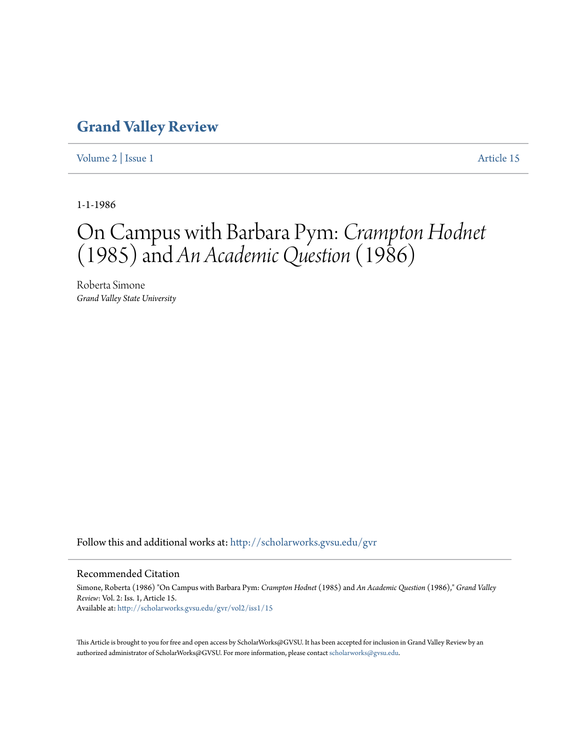# Grand Valley Review

Volume 2 | Issue 1 Article 15

1-1-1986

# On Campus with Barbara Pym: *Crampton Hodnet* (1985) and *An Academic Question* (1986)

Roberta Simone
*Grand Valley State University*

Follow this and additional works at: http://scholarworks.gvsu.edu/gvr

## Recommended Citation

Simone, Roberta (1986) "On Campus with Barbara Pym: *Crampton Hodnet* (1985) and *An Academic Question* (1986)," *Grand Valley Review*: Vol. 2: Iss. 1, Article 15.
Available at: http://scholarworks.gvsu.edu/gvr/vol2/iss1/15

This Article is brought to you for free and open access by ScholarWorks@GVSU. It has been accepted for inclusion in Grand Valley Review by an authorized administrator of ScholarWorks@GVSU. For more information, please contact scholarworks@gvsu.edu.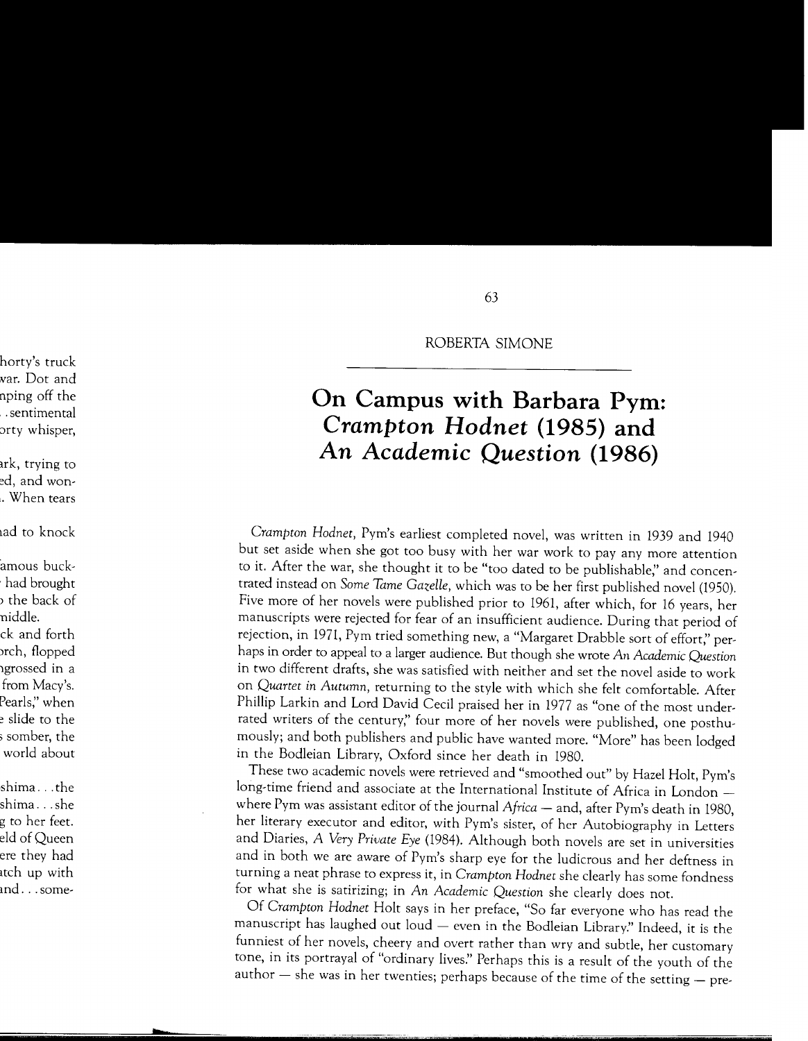ROBERTA SIMONE

# On Campus with Barbara Pym: *Crampton Hodnet* (1985) and *An Academic Question* (1986)

*Crampton Hodnet*, Pym's earliest completed novel, was written in 1939 and 1940 but set aside when she got too busy with her war work to pay any more attention to it. After the war, she thought it to be "too dated to be publishable," and concentrated instead on *Some Tame Gazelle*, which was to be her first published novel (1950). Five more of her novels were published prior to 1961, after which, for 16 years, her manuscripts were rejected for fear of an insufficient audience. During that period of rejection, in 1971, Pym tried something new, a "Margaret Drabble sort of effort," perhaps in order to appeal to a larger audience. But though she wrote *An Academic Question* in two different drafts, she was satisfied with neither and set the novel aside to work on *Quartet in Autumn*, returning to the style with which she felt comfortable. After Phillip Larkin and Lord David Cecil praised her in 1977 as "one of the most underrated writers of the century," four more of her novels were published, one posthumously; and both publishers and public have wanted more. "More" has been lodged in the Bodleian Library, Oxford since her death in 1980.

These two academic novels were retrieved and "smoothed out" by Hazel Holt, Pym's long-time friend and associate at the International Institute of Africa in London — where Pym was assistant editor of the journal *Africa* — and, after Pym's death in 1980, her literary executor and editor, with Pym's sister, of her Autobiography in Letters and Diaries, *A Very Private Eye* (1984). Although both novels are set in universities and in both we are aware of Pym's sharp eye for the ludicrous and her deftness in turning a neat phrase to express it, in *Crampton Hodnet* she clearly has some fondness for what she is satirizing; in *An Academic Question* she clearly does not.

Of *Crampton Hodnet* Holt says in her preface, "So far everyone who has read the manuscript has laughed out loud — even in the Bodleian Library." Indeed, it is the funniest of her novels, cheery and overt rather than wry and subtle, her customary tone, in its portrayal of "ordinary lives." Perhaps this is a result of the youth of the author — she was in her twenties; perhaps because of the time of the setting — pre-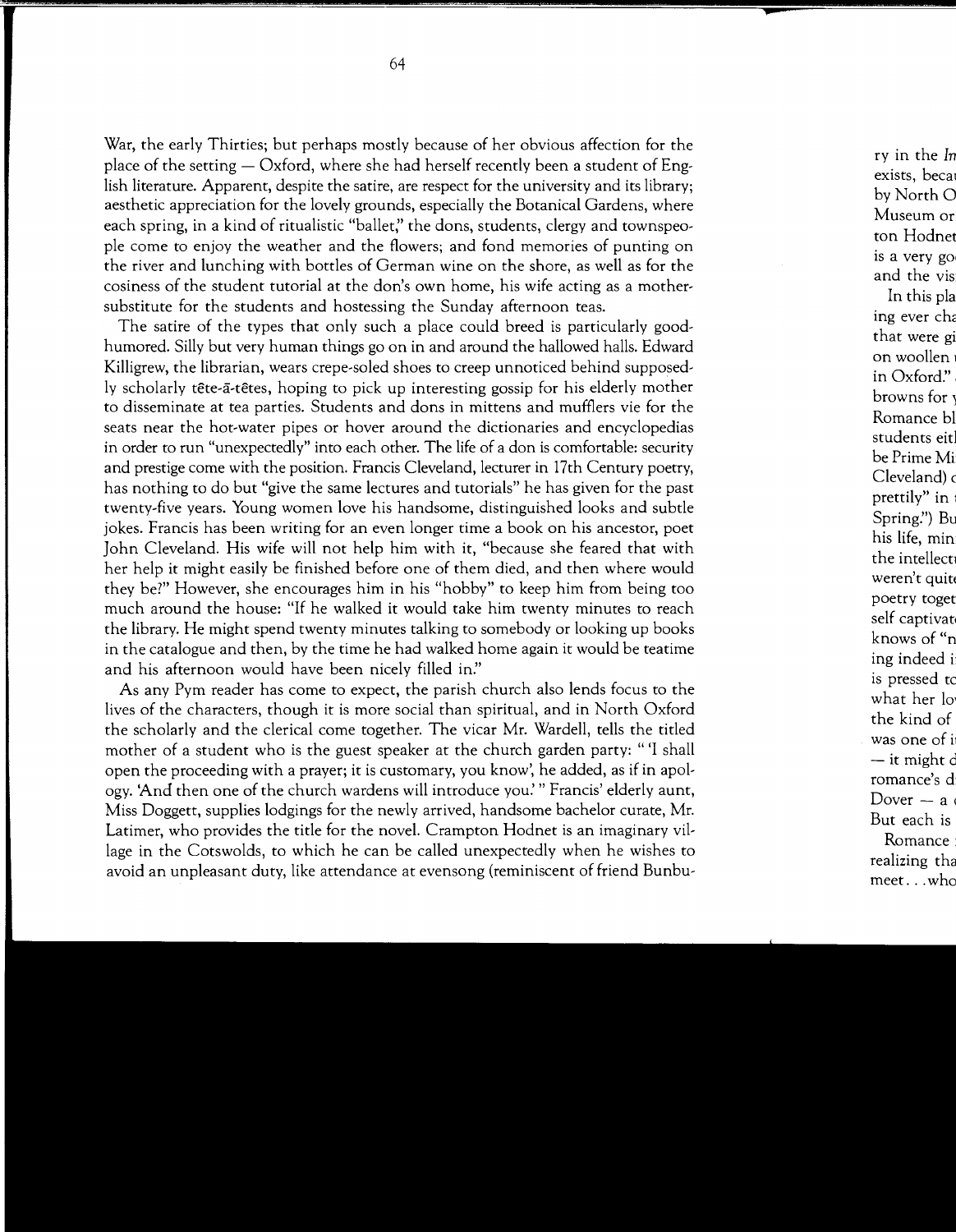War, the early Thirties; but perhaps mostly because of her obvious affection for the place of the setting — Oxford, where she had herself recently been a student of English literature. Apparent, despite the satire, are respect for the university and its library; aesthetic appreciation for the lovely grounds, especially the Botanical Gardens, where each spring, in a kind of ritualistic "ballet," the dons, students, clergy and townspeople come to enjoy the weather and the flowers; and fond memories of punting on the river and lunching with bottles of German wine on the shore, as well as for the cosiness of the student tutorial at the don's own home, his wife acting as a mother-substitute for the students and hostessing the Sunday afternoon teas.

The satire of the types that only such a place could breed is particularly good-humored. Silly but very human things go on in and around the hallowed halls. Edward Killigrew, the librarian, wears crepe-soled shoes to creep unnoticed behind supposedly scholarly tête-ā-têtes, hoping to pick up interesting gossip for his elderly mother to disseminate at tea parties. Students and dons in mittens and mufflers vie for the seats near the hot-water pipes or hover around the dictionaries and encyclopedias in order to run "unexpectedly" into each other. The life of a don is comfortable: security and prestige come with the position. Francis Cleveland, lecturer in 17th Century poetry, has nothing to do but "give the same lectures and tutorials" he has given for the past twenty-five years. Young women love his handsome, distinguished looks and subtle jokes. Francis has been writing for an even longer time a book on his ancestor, poet John Cleveland. His wife will not help him with it, "because she feared that with her help it might easily be finished before one of them died, and then where would they be?" However, she encourages him in his "hobby" to keep him from being too much around the house: "If he walked it would take him twenty minutes to reach the library. He might spend twenty minutes talking to somebody or looking up books in the catalogue and then, by the time he had walked home again it would be teatime and his afternoon would have been nicely filled in."

As any Pym reader has come to expect, the parish church also lends focus to the lives of the characters, though it is more social than spiritual, and in North Oxford the scholarly and the clerical come together. The vicar Mr. Wardell, tells the titled mother of a student who is the guest speaker at the church garden party: " 'I shall open the proceeding with a prayer; it is customary, you know', he added, as if in apology. 'And then one of the church wardens will introduce you.' " Francis' elderly aunt, Miss Doggett, supplies lodgings for the newly arrived, handsome bachelor curate, Mr. Latimer, who provides the title for the novel. Crampton Hodnet is an imaginary village in the Cotswolds, to which he can be called unexpectedly when he wishes to avoid an unpleasant duty, like attendance at evensong (reminiscent of friend Bunbu-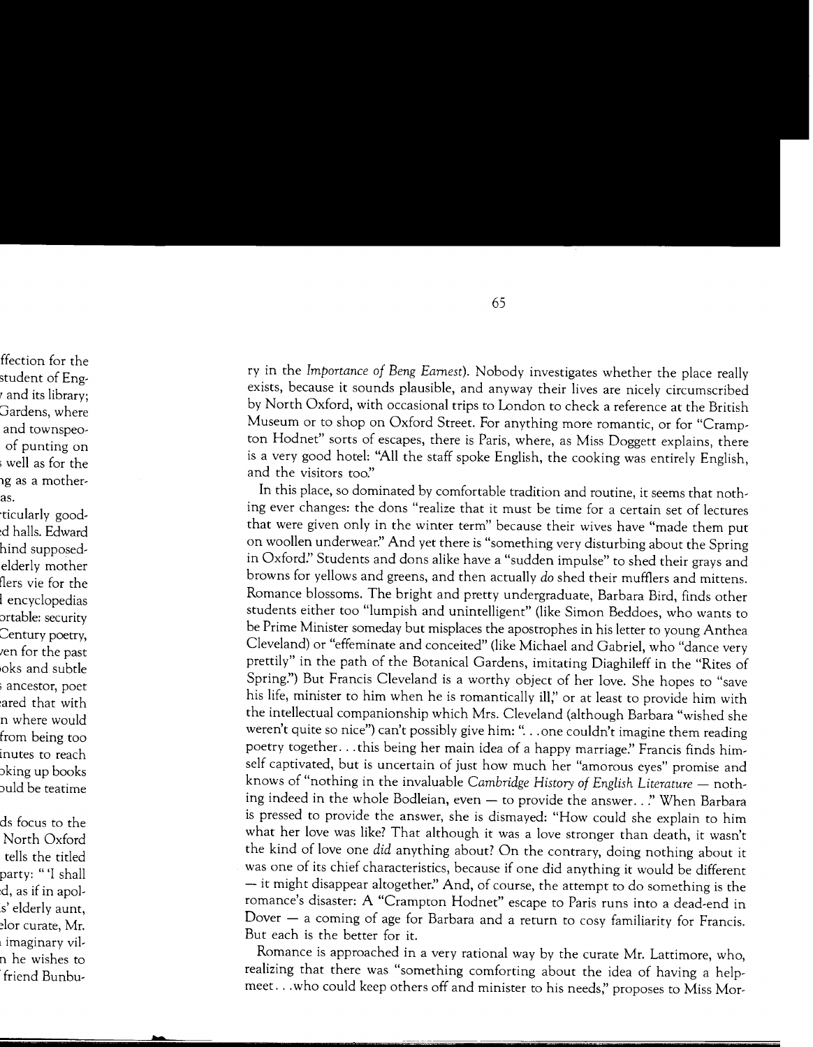ry in the *Importance of Beng Earnest*). Nobody investigates whether the place really exists, because it sounds plausible, and anyway their lives are nicely circumscribed by North Oxford, with occasional trips to London to check a reference at the British Museum or to shop on Oxford Street. For anything more romantic, or for "Crampton Hodnet" sorts of escapes, there is Paris, where, as Miss Doggett explains, there is a very good hotel: "All the staff spoke English, the cooking was entirely English, and the visitors too."

In this place, so dominated by comfortable tradition and routine, it seems that nothing ever changes: the dons "realize that it must be time for a certain set of lectures that were given only in the winter term" because their wives have "made them put on woollen underwear." And yet there is "something very disturbing about the Spring in Oxford." Students and dons alike have a "sudden impulse" to shed their grays and browns for yellows and greens, and then actually *do* shed their mufflers and mittens. Romance blossoms. The bright and pretty undergraduate, Barbara Bird, finds other students either too "lumpish and unintelligent" (like Simon Beddoes, who wants to be Prime Minister someday but misplaces the apostrophes in his letter to young Anthea Cleveland) or "effeminate and conceited" (like Michael and Gabriel, who "dance very prettily" in the path of the Botanical Gardens, imitating Diaghileff in the "Rites of Spring.") But Francis Cleveland is a worthy object of her love. She hopes to "save his life, minister to him when he is romantically ill," or at least to provide him with the intellectual companionship which Mrs. Cleveland (although Barbara "wished she weren't quite so nice") can't possibly give him: ". . .one couldn't imagine them reading poetry together. . .this being her main idea of a happy marriage." Francis finds himself captivated, but is uncertain of just how much her "amorous eyes" promise and knows of "nothing in the invaluable *Cambridge History of English Literature* — nothing indeed in the whole Bodleian, even — to provide the answer. . ." When Barbara is pressed to provide the answer, she is dismayed: "How could she explain to him what her love was like? That although it was a love stronger than death, it wasn't the kind of love one *did* anything about? On the contrary, doing nothing about it was one of its chief characteristics, because if one did anything it would be different — it might disappear altogether." And, of course, the attempt to do something is the romance's disaster: A "Crampton Hodnet" escape to Paris runs into a dead-end in Dover — a coming of age for Barbara and a return to cosy familiarity for Francis. But each is the better for it.

Romance is approached in a very rational way by the curate Mr. Lattimore, who, realizing that there was "something comforting about the idea of having a helpmeet. . .who could keep others off and minister to his needs," proposes to Miss Mor-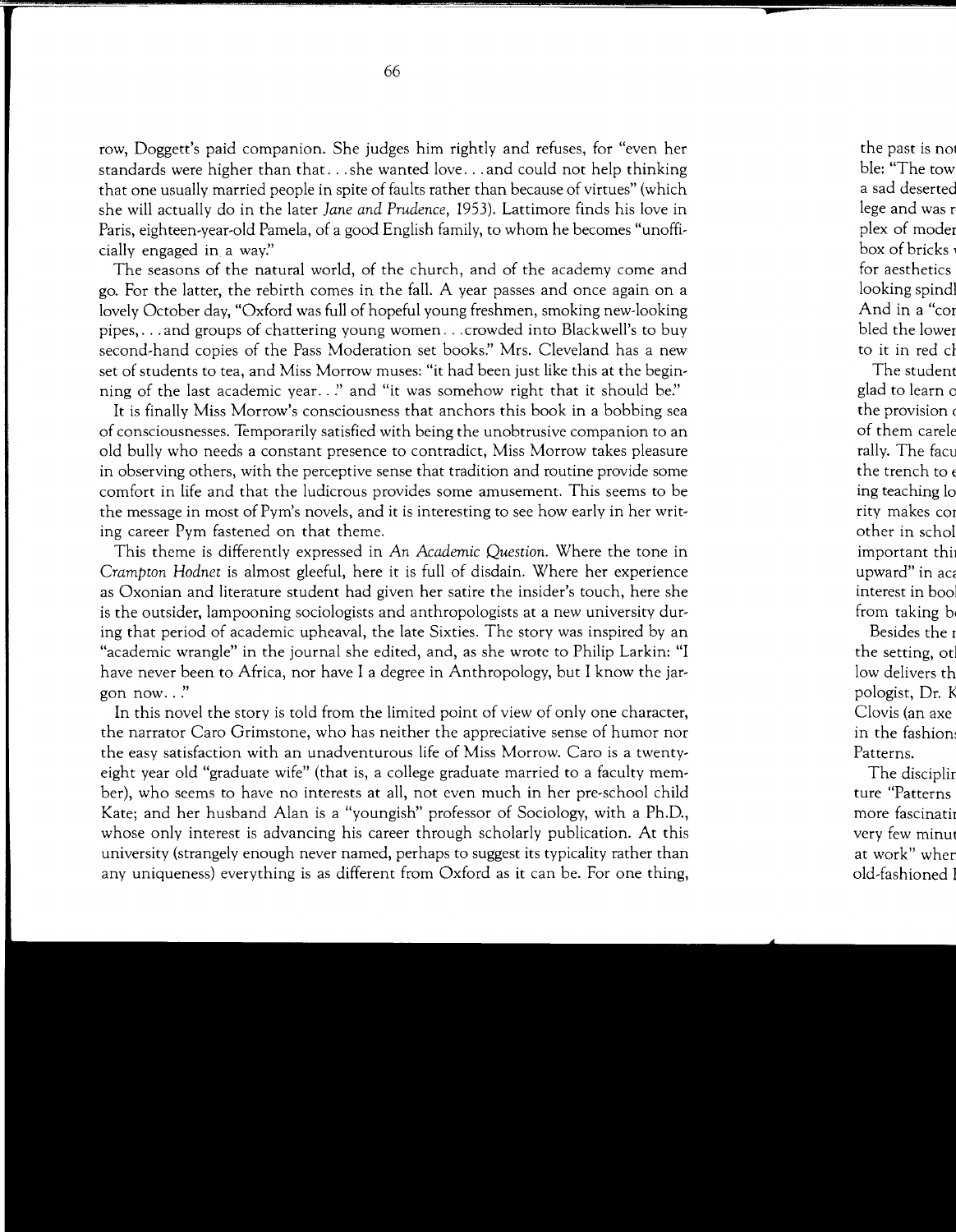row, Doggett's paid companion. She judges him rightly and refuses, for "even her standards were higher than that. . . she wanted love. . . and could not help thinking that one usually married people in spite of faults rather than because of virtues" (which she will actually do in the later *Jane and Prudence*, 1953). Lattimore finds his love in Paris, eighteen-year-old Pamela, of a good English family, to whom he becomes "unofficially engaged in a way."

The seasons of the natural world, of the church, and of the academy come and go. For the latter, the rebirth comes in the fall. A year passes and once again on a lovely October day, "Oxford was full of hopeful young freshmen, smoking new-looking pipes,. . . and groups of chattering young women. . . crowded into Blackwell's to buy second-hand copies of the Pass Moderation set books." Mrs. Cleveland has a new set of students to tea, and Miss Morrow muses: "it had been just like this at the beginning of the last academic year. . ." and "it was somehow right that it should be."

It is finally Miss Morrow's consciousness that anchors this book in a bobbing sea of consciousnesses. Temporarily satisfied with being the unobtrusive companion to an old bully who needs a constant presence to contradict, Miss Morrow takes pleasure in observing others, with the perceptive sense that tradition and routine provide some comfort in life and that the ludicrous provides some amusement. This seems to be the message in most of Pym's novels, and it is interesting to see how early in her writing career Pym fastened on that theme.

This theme is differently expressed in *An Academic Question*. Where the tone in *Crampton Hodnet* is almost gleeful, here it is full of disdain. Where her experience as Oxonian and literature student had given her satire the insider's touch, here she is the outsider, lampooning sociologists and anthropologists at a new university during that period of academic upheaval, the late Sixties. The story was inspired by an "academic wrangle" in the journal she edited, and, as she wrote to Philip Larkin: "I have never been to Africa, nor have I a degree in Anthropology, but I know the jargon now. . ."

In this novel the story is told from the limited point of view of only one character, the narrator Caro Grimstone, who has neither the appreciative sense of humor nor the easy satisfaction with an unadventurous life of Miss Morrow. Caro is a twenty-eight year old "graduate wife" (that is, a college graduate married to a faculty member), who seems to have no interests at all, not even much in her pre-school child Kate; and her husband Alan is a "youngish" professor of Sociology, with a Ph.D., whose only interest is advancing his career through scholarly publication. At this university (strangely enough never named, perhaps to suggest its typicality rather than any uniqueness) everything is as different from Oxford as it can be. For one thing,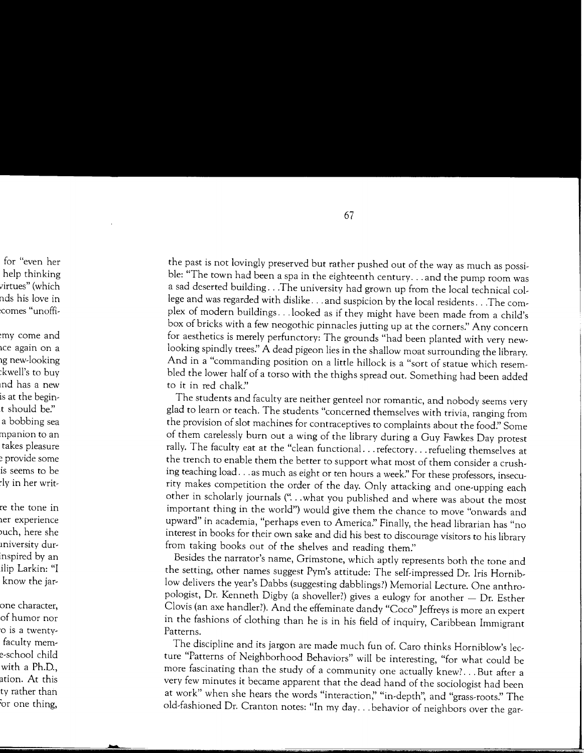the past is not lovingly preserved but rather pushed out of the way as much as possible: "The town had been a spa in the eighteenth century. . . and the pump room was a sad deserted building. . .The university had grown up from the local technical college and was regarded with dislike. . . and suspicion by the local residents. . .The complex of modern buildings. . . looked as if they might have been made from a child's box of bricks with a few neogothic pinnacles jutting up at the corners." Any concern for aesthetics is merely perfunctory: The grounds "had been planted with very new-looking spindly trees." A dead pigeon lies in the shallow moat surrounding the library. And in a "commanding position on a little hillock is a "sort of statue which resembled the lower half of a torso with the thighs spread out. Something had been added to it in red chalk."

The students and faculty are neither genteel nor romantic, and nobody seems very glad to learn or teach. The students "concerned themselves with trivia, ranging from the provision of slot machines for contraceptives to complaints about the food." Some of them carelessly burn out a wing of the library during a Guy Fawkes Day protest rally. The faculty eat at the "clean functional. . . refectory. . . refueling themselves at the trench to enable them the better to support what most of them consider a crushing teaching load. . . as much as eight or ten hours a week." For these professors, insecurity makes competition the order of the day. Only attacking and one-upping each other in scholarly journals (". . . what you published and where was about the most important thing in the world") would give them the chance to move "onwards and upward" in academia, "perhaps even to America." Finally, the head librarian has "no interest in books for their own sake and did his best to discourage visitors to his library from taking books out of the shelves and reading them."

Besides the narrator's name, Grimstone, which aptly represents both the tone and the setting, other names suggest Pym's attitude: The self-impressed Dr. Iris Horniblow delivers the year's Dabbs (suggesting dabblings?) Memorial Lecture. One anthropologist, Dr. Kenneth Digby (a shoveller?) gives a eulogy for another — Dr. Esther Clovis (an axe handler?). And the effeminate dandy "Coco" Jeffreys is more an expert in the fashions of clothing than he is in his field of inquiry, Caribbean Immigrant Patterns.

The discipline and its jargon are made much fun of. Caro thinks Horniblow's lecture "Patterns of Neighborhood Behaviors" will be interesting, "for what could be more fascinating than the study of a community one actually knew?. . . But after a very few minutes it became apparent that the dead hand of the sociologist had been at work" when she hears the words "interaction," "in-depth", and "grass-roots." The old-fashioned Dr. Cranton notes: "In my day. . . behavior of neighbors over the gar-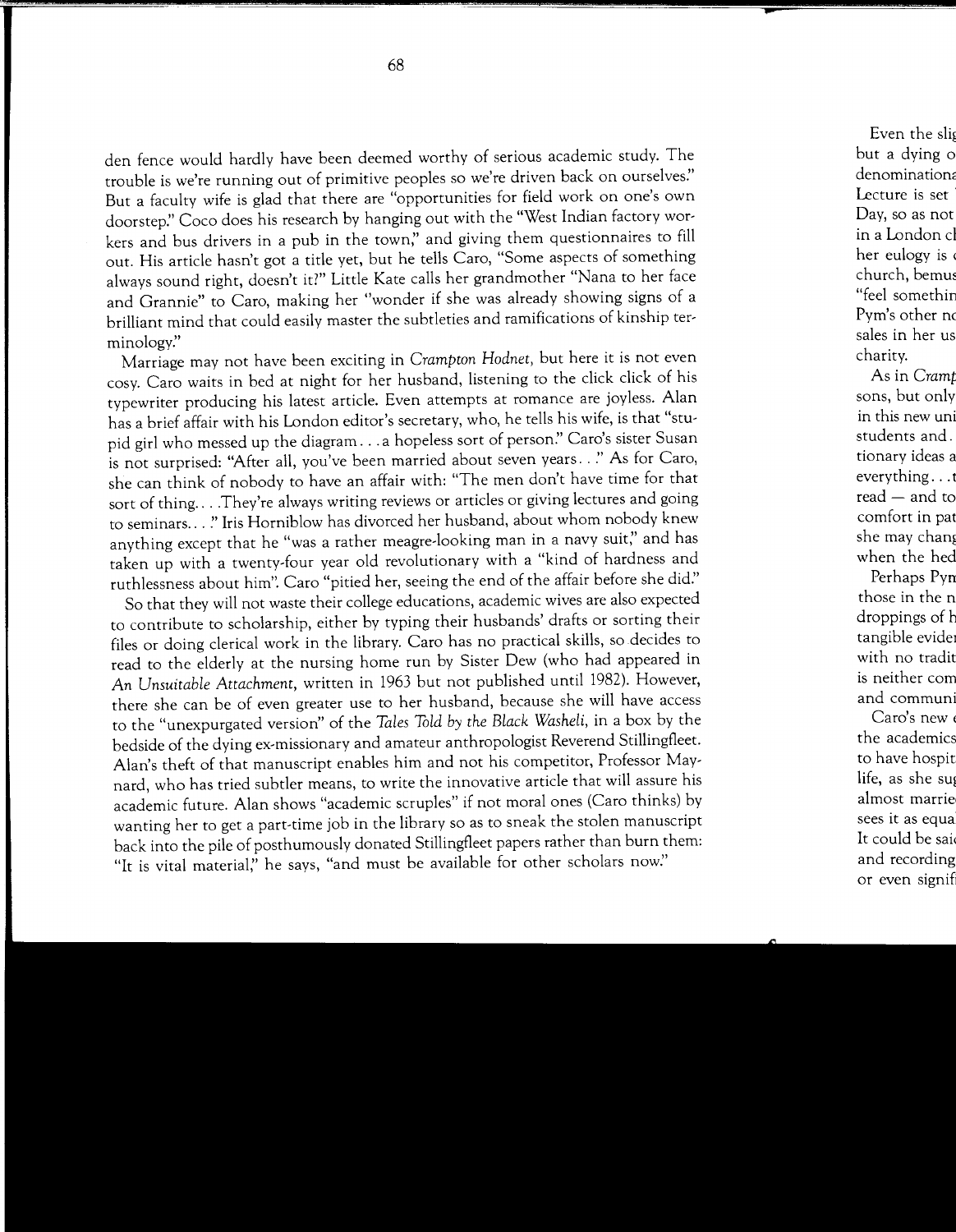den fence would hardly have been deemed worthy of serious academic study. The trouble is we're running out of primitive peoples so we're driven back on ourselves." But a faculty wife is glad that there are "opportunities for field work on one's own doorstep." Coco does his research by hanging out with the "West Indian factory workers and bus drivers in a pub in the town," and giving them questionnaires to fill out. His article hasn't got a title yet, but he tells Caro, "Some aspects of something always sound right, doesn't it?" Little Kate calls her grandmother "Nana to her face and Grannie" to Caro, making her "wonder if she was already showing signs of a brilliant mind that could easily master the subtleties and ramifications of kinship terminology."

Marriage may not have been exciting in *Crampton Hodnet*, but here it is not even cosy. Caro waits in bed at night for her husband, listening to the click click of his typewriter producing his latest article. Even attempts at romance are joyless. Alan has a brief affair with his London editor's secretary, who, he tells his wife, is that "stupid girl who messed up the diagram . . . a hopeless sort of person." Caro's sister Susan is not surprised: "After all, you've been married about seven years . . ." As for Caro, she can think of nobody to have an affair with: "The men don't have time for that sort of thing. . . . They're always writing reviews or articles or giving lectures and going to seminars. . . ." Iris Horniblow has divorced her husband, about whom nobody knew anything except that he "was a rather meagre-looking man in a navy suit," and has taken up with a twenty-four year old revolutionary with a "kind of hardness and ruthlessness about him". Caro "pitied her, seeing the end of the affair before she did."

So that they will not waste their college educations, academic wives are also expected to contribute to scholarship, either by typing their husbands' drafts or sorting their files or doing clerical work in the library. Caro has no practical skills, so decides to read to the elderly at the nursing home run by Sister Dew (who had appeared in *An Unsuitable Attachment*, written in 1963 but not published until 1982). However, there she can be of even greater use to her husband, because she will have access to the "unexpurgated version" of the *Tales Told by the Black Washeli*, in a box by the bedside of the dying ex-missionary and amateur anthropologist Reverend Stillingfleet. Alan's theft of that manuscript enables him and not his competitor, Professor Maynard, who has tried subtler means, to write the innovative article that will assure his academic future. Alan shows "academic scruples" if not moral ones (Caro thinks) by wanting her to get a part-time job in the library so as to sneak the stolen manuscript back into the pile of posthumously donated Stillingfleet papers rather than burn them: "It is vital material," he says, "and must be available for other scholars now."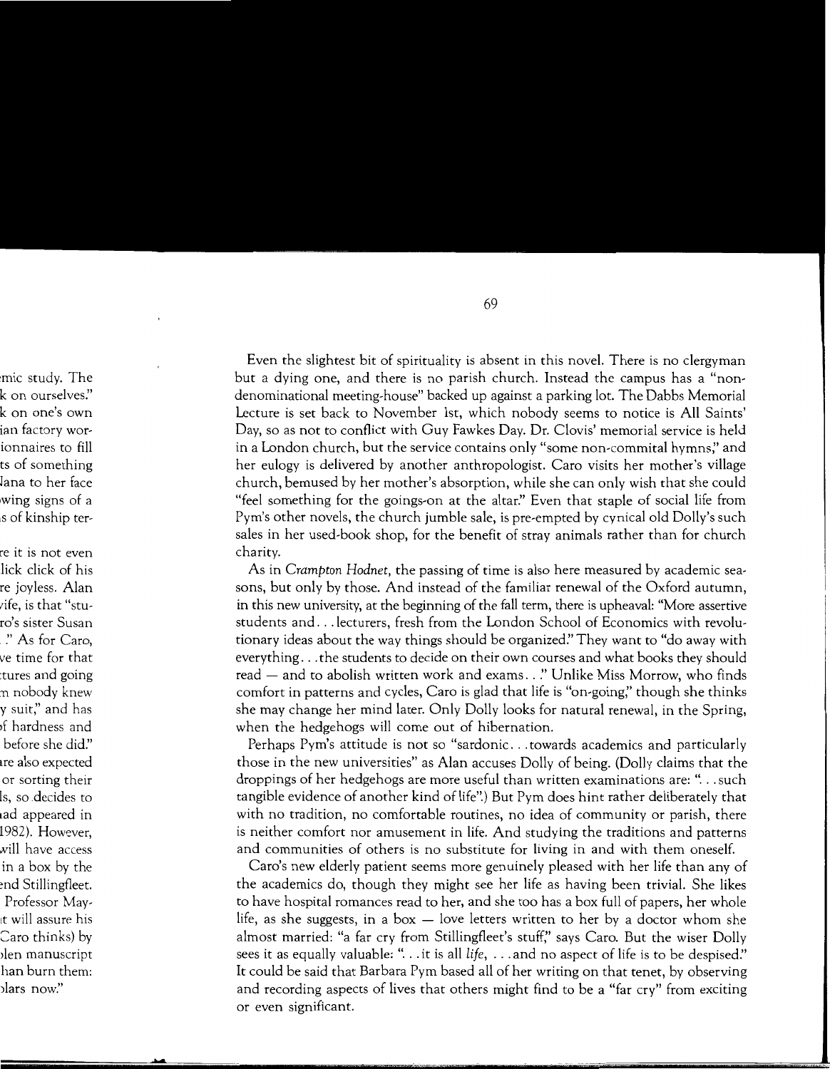Even the slightest bit of spirituality is absent in this novel. There is no clergyman but a dying one, and there is no parish church. Instead the campus has a "non-denominational meeting-house" backed up against a parking lot. The Dabbs Memorial Lecture is set back to November 1st, which nobody seems to notice is All Saints' Day, so as not to conflict with Guy Fawkes Day. Dr. Clovis' memorial service is held in a London church, but the service contains only "some non-commital hymns," and her eulogy is delivered by another anthropologist. Caro visits her mother's village church, bemused by her mother's absorption, while she can only wish that she could "feel something for the goings-on at the altar." Even that staple of social life from Pym's other novels, the church jumble sale, is pre-empted by cynical old Dolly's such sales in her used-book shop, for the benefit of stray animals rather than for church charity.

As in *Crampton Hodnet*, the passing of time is also here measured by academic seasons, but only by those. And instead of the familiar renewal of the Oxford autumn, in this new university, at the beginning of the fall term, there is upheaval: "More assertive students and. . . lecturers, fresh from the London School of Economics with revolutionary ideas about the way things should be organized." They want to "do away with everything. . . the students to decide on their own courses and what books they should read — and to abolish written work and exams. . ." Unlike Miss Morrow, who finds comfort in patterns and cycles, Caro is glad that life is "on-going," though she thinks she may change her mind later. Only Dolly looks for natural renewal, in the Spring, when the hedgehogs will come out of hibernation.

Perhaps Pym's attitude is not so "sardonic. . . towards academics and particularly those in the new universities" as Alan accuses Dolly of being. (Dolly claims that the droppings of her hedgehogs are more useful than written examinations are: ". . . such tangible evidence of another kind of life".) But Pym does hint rather deliberately that with no tradition, no comfortable routines, no idea of community or parish, there is neither comfort nor amusement in life. And studying the traditions and patterns and communities of others is no substitute for living in and with them oneself.

Caro's new elderly patient seems more genuinely pleased with her life than any of the academics do, though they might see her life as having been trivial. She likes to have hospital romances read to her, and she too has a box full of papers, her whole life, as she suggests, in a box — love letters written to her by a doctor whom she almost married: "a far cry from Stillingfleet's stuff," says Caro. But the wiser Dolly sees it as equally valuable: ". . . it is all *life*, . . . and no aspect of life is to be despised." It could be said that Barbara Pym based all of her writing on that tenet, by observing and recording aspects of lives that others might find to be a "far cry" from exciting or even significant.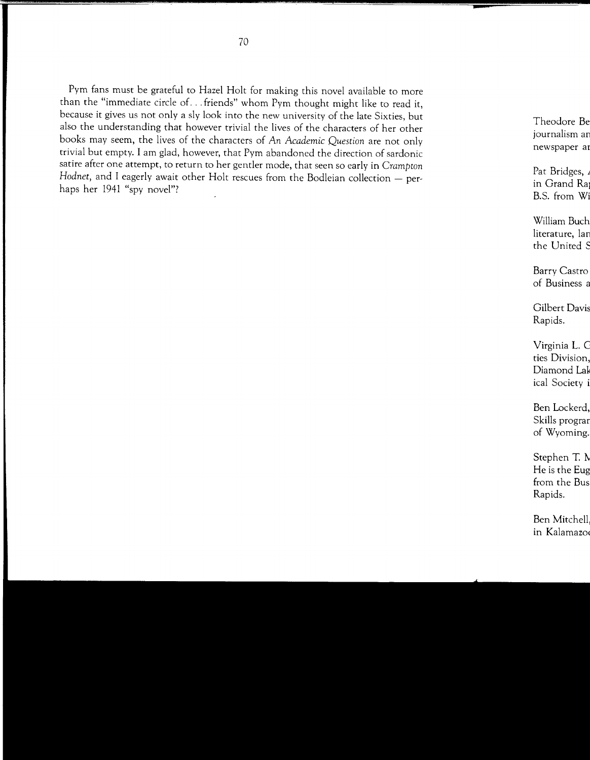Pym fans must be grateful to Hazel Holt for making this novel available to more than the "immediate circle of. . . friends" whom Pym thought might like to read it, because it gives us not only a sly look into the new university of the late Sixties, but also the understanding that however trivial the lives of the characters of her other books may seem, the lives of the characters of *An Academic Question* are not only trivial but empty. I am glad, however, that Pym abandoned the direction of sardonic satire after one attempt, to return to her gentler mode, that seen so early in *Crampton Hodnet*, and I eagerly await other Holt rescues from the Bodleian collection — perhaps her 1941 "spy novel"?

Theodore Be
journalism an
newspaper ar

Pat Bridges,
in Grand Ra
B.S. from Wi

William Buch
literature, lan
the United S

Barry Castro
of Business a

Gilbert Davis
Rapids.

Virginia L. G
ties Division,
Diamond Lak
ical Society i

Ben Lockerd,
Skills progran
of Wyoming.

Stephen T. M
He is the Eug
from the Bus
Rapids.

Ben Mitchell,
in Kalamazoo